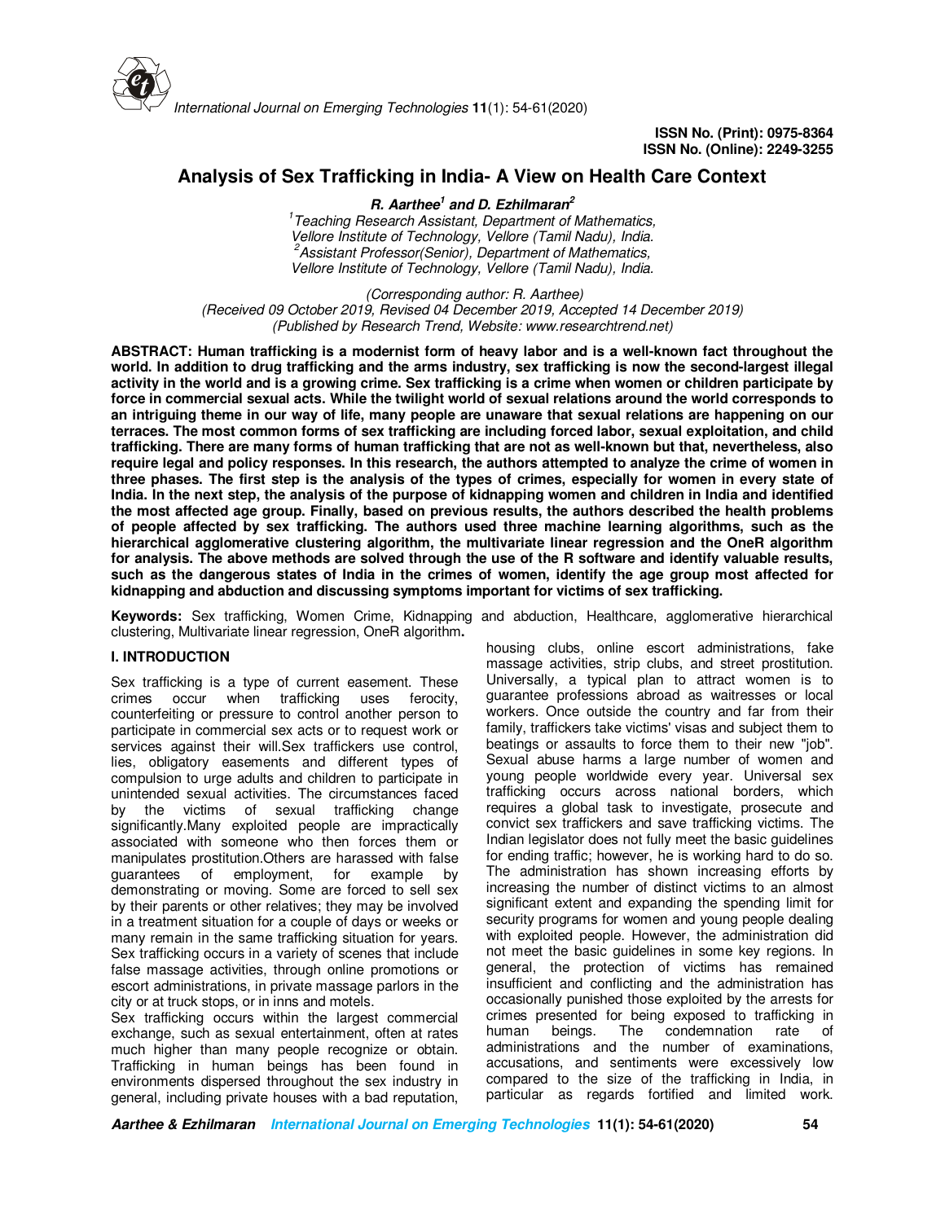ISSN No. (Print): 0975-8364
ISSN No. (Online): 2249-3255

# Analysis of Sex Trafficking in India- A View on Health Care Context

***R. Aarthee[1] and D. Ezhilmaran[2]***

*[1]Teaching Research Assistant, Department of Mathematics, Vellore Institute of Technology, Vellore (Tamil Nadu), India.*
*[2]Assistant Professor(Senior), Department of Mathematics, Vellore Institute of Technology, Vellore (Tamil Nadu), India.*

*(Corresponding author: R. Aarthee)*
*(Received 09 October 2019, Revised 04 December 2019, Accepted 14 December 2019)*
*(Published by Research Trend, Website: www.researchtrend.net)*

**ABSTRACT: Human trafficking is a modernist form of heavy labor and is a well-known fact throughout the world. In addition to drug trafficking and the arms industry, sex trafficking is now the second-largest illegal activity in the world and is a growing crime. Sex trafficking is a crime when women or children participate by force in commercial sexual acts. While the twilight world of sexual relations around the world corresponds to an intriguing theme in our way of life, many people are unaware that sexual relations are happening on our terraces. The most common forms of sex trafficking are including forced labor, sexual exploitation, and child trafficking. There are many forms of human trafficking that are not as well-known but that, nevertheless, also require legal and policy responses. In this research, the authors attempted to analyze the crime of women in three phases. The first step is the analysis of the types of crimes, especially for women in every state of India. In the next step, the analysis of the purpose of kidnapping women and children in India and identified the most affected age group. Finally, based on previous results, the authors described the health problems of people affected by sex trafficking. The authors used three machine learning algorithms, such as the hierarchical agglomerative clustering algorithm, the multivariate linear regression and the OneR algorithm for analysis. The above methods are solved through the use of the R software and identify valuable results, such as the dangerous states of India in the crimes of women, identify the age group most affected for kidnapping and abduction and discussing symptoms important for victims of sex trafficking.**

**Keywords:** Sex trafficking, Women Crime, Kidnapping and abduction, Healthcare, agglomerative hierarchical clustering, Multivariate linear regression, OneR algorithm**.**

## I. INTRODUCTION

Sex trafficking is a type of current easement. These crimes occur when trafficking uses ferocity, counterfeiting or pressure to control another person to participate in commercial sex acts or to request work or services against their will.Sex traffickers use control, lies, obligatory easements and different types of compulsion to urge adults and children to participate in unintended sexual activities. The circumstances faced by the victims of sexual trafficking change significantly.Many exploited people are impractically associated with someone who then forces them or manipulates prostitution.Others are harassed with false guarantees of employment, for example by demonstrating or moving. Some are forced to sell sex by their parents or other relatives; they may be involved in a treatment situation for a couple of days or weeks or many remain in the same trafficking situation for years. Sex trafficking occurs in a variety of scenes that include false massage activities, through online promotions or escort administrations, in private massage parlors in the city or at truck stops, or in inns and motels.

Sex trafficking occurs within the largest commercial exchange, such as sexual entertainment, often at rates much higher than many people recognize or obtain. Trafficking in human beings has been found in environments dispersed throughout the sex industry in general, including private houses with a bad reputation, housing clubs, online escort administrations, fake massage activities, strip clubs, and street prostitution. Universally, a typical plan to attract women is to guarantee professions abroad as waitresses or local workers. Once outside the country and far from their family, traffickers take victims' visas and subject them to beatings or assaults to force them to their new "job". Sexual abuse harms a large number of women and young people worldwide every year. Universal sex trafficking occurs across national borders, which requires a global task to investigate, prosecute and convict sex traffickers and save trafficking victims. The Indian legislator does not fully meet the basic guidelines for ending traffic; however, he is working hard to do so. The administration has shown increasing efforts by increasing the number of distinct victims to an almost significant extent and expanding the spending limit for security programs for women and young people dealing with exploited people. However, the administration did not meet the basic guidelines in some key regions. In general, the protection of victims has remained insufficient and conflicting and the administration has occasionally punished those exploited by the arrests for crimes presented for being exposed to trafficking in human beings. The condemnation rate of administrations and the number of examinations, accusations, and sentiments were excessively low compared to the size of the trafficking in India, in particular as regards fortified and limited work.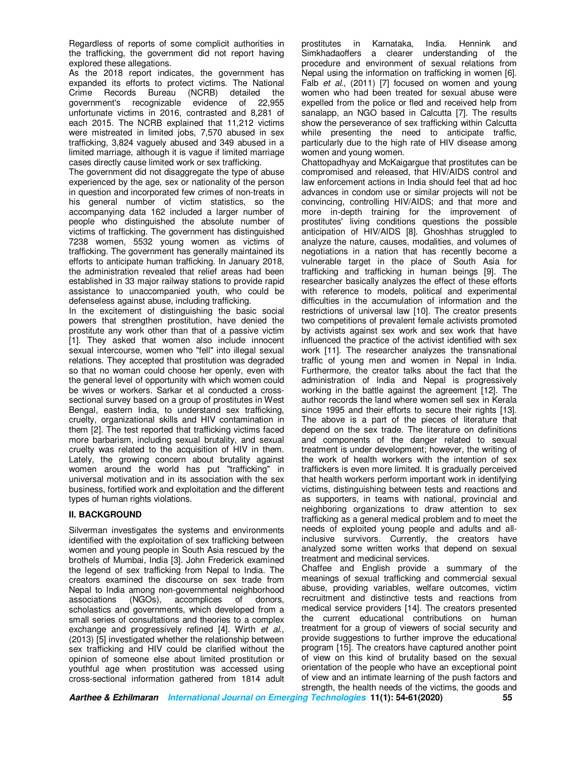Regardless of reports of some complicit authorities in the trafficking, the government did not report having explored these allegations.

As the 2018 report indicates, the government has expanded its efforts to protect victims. The National Crime Records Bureau (NCRB) detailed the government's recognizable evidence of 22,955 unfortunate victims in 2016, contrasted and 8,281 of each 2015. The NCRB explained that 11,212 victims were mistreated in limited jobs, 7,570 abused in sex trafficking, 3,824 vaguely abused and 349 abused in a limited marriage, although it is vague if limited marriage cases directly cause limited work or sex trafficking.

The government did not disaggregate the type of abuse experienced by the age, sex or nationality of the person in question and incorporated few crimes of non-treats in his general number of victim statistics, so the accompanying data 162 included a larger number of people who distinguished the absolute number of victims of trafficking. The government has distinguished 7238 women, 5532 young women as victims of trafficking. The government has generally maintained its efforts to anticipate human trafficking. In January 2018, the administration revealed that relief areas had been established in 33 major railway stations to provide rapid assistance to unaccompanied youth, who could be defenseless against abuse, including trafficking.

In the excitement of distinguishing the basic social powers that strengthen prostitution, have denied the prostitute any work other than that of a passive victim [1]. They asked that women also include innocent sexual intercourse, women who "fell" into illegal sexual relations. They accepted that prostitution was degraded so that no woman could choose her openly, even with the general level of opportunity with which women could be wives or workers. Sarkar et al conducted a cross-sectional survey based on a group of prostitutes in West Bengal, eastern India, to understand sex trafficking, cruelty, organizational skills and HIV contamination in them [2]. The test reported that trafficking victims faced more barbarism, including sexual brutality, and sexual cruelty was related to the acquisition of HIV in them. Lately, the growing concern about brutality against women around the world has put "trafficking" in universal motivation and in its association with the sex business, fortified work and exploitation and the different types of human rights violations.

## II. BACKGROUND

Silverman investigates the systems and environments identified with the exploitation of sex trafficking between women and young people in South Asia rescued by the brothels of Mumbai, India [3]. John Frederick examined the legend of sex trafficking from Nepal to India. The creators examined the discourse on sex trade from Nepal to India among non-governmental neighborhood associations (NGOs), accomplices of donors, scholastics and governments, which developed from a small series of consultations and theories to a complex exchange and progressively refined [4]. Wirth *et al.*, (2013) [5] investigated whether the relationship between sex trafficking and HIV could be clarified without the opinion of someone else about limited prostitution or youthful age when prostitution was accessed using cross-sectional information gathered from 1814 adult prostitutes in Karnataka, India. Hennink and Simkhadaoffers a clearer understanding of the procedure and environment of sexual relations from Nepal using the information on trafficking in women [6]. Falb *et al.*, (2011) [7] focused on women and young women who had been treated for sexual abuse were expelled from the police or fled and received help from sanalapp, an NGO based in Calcutta [7]. The results show the perseverance of sex trafficking within Calcutta while presenting the need to anticipate traffic, particularly due to the high rate of HIV disease among women and young women.

Chattopadhyay and McKaigargue that prostitutes can be compromised and released, that HIV/AIDS control and law enforcement actions in India should feel that ad hoc advances in condom use or similar projects will not be convincing, controlling HIV/AIDS; and that more and more in-depth training for the improvement of prostitutes' living conditions questions the possible anticipation of HIV/AIDS [8]. Ghoshhas struggled to analyze the nature, causes, modalities, and volumes of negotiations in a nation that has recently become a vulnerable target in the place of South Asia for trafficking and trafficking in human beings [9]. The researcher basically analyzes the effect of these efforts with reference to models, political and experimental difficulties in the accumulation of information and the restrictions of universal law [10]. The creator presents two competitions of prevalent female activists promoted by activists against sex work and sex work that have influenced the practice of the activist identified with sex work [11]. The researcher analyzes the transnational traffic of young men and women in Nepal in India. Furthermore, the creator talks about the fact that the administration of India and Nepal is progressively working in the battle against the agreement [12]. The author records the land where women sell sex in Kerala since 1995 and their efforts to secure their rights [13]. The above is a part of the pieces of literature that depend on the sex trade. The literature on definitions and components of the danger related to sexual treatment is under development; however, the writing of the work of health workers with the intention of sex traffickers is even more limited. It is gradually perceived that health workers perform important work in identifying victims, distinguishing between tests and reactions and as supporters, in teams with national, provincial and neighboring organizations to draw attention to sex trafficking as a general medical problem and to meet the needs of exploited young people and adults and all-inclusive survivors. Currently, the creators have analyzed some written works that depend on sexual treatment and medicinal services.

Chaffee and English provide a summary of the meanings of sexual trafficking and commercial sexual abuse, providing variables, welfare outcomes, victim recruitment and distinctive tests and reactions from medical service providers [14]. The creators presented the current educational contributions on human treatment for a group of viewers of social security and provide suggestions to further improve the educational program [15]. The creators have captured another point of view on this kind of brutality based on the sexual orientation of the people who have an exceptional point of view and an intimate learning of the push factors and strength, the health needs of the victims, the goods and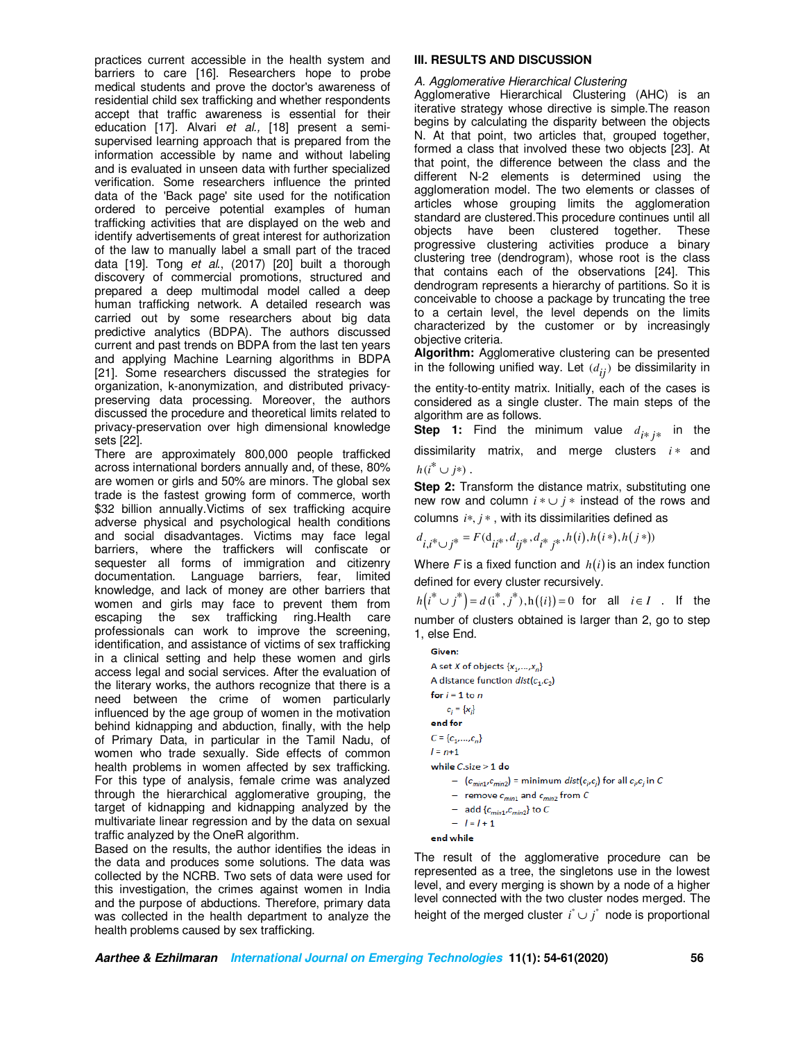practices current accessible in the health system and barriers to care [16]. Researchers hope to probe medical students and prove the doctor's awareness of residential child sex trafficking and whether respondents accept that traffic awareness is essential for their education [17]. Alvari *et al.,* [18] present a semi-supervised learning approach that is prepared from the information accessible by name and without labeling and is evaluated in unseen data with further specialized verification. Some researchers influence the printed data of the 'Back page' site used for the notification ordered to perceive potential examples of human trafficking activities that are displayed on the web and identify advertisements of great interest for authorization of the law to manually label a small part of the traced data [19]. Tong *et al*., (2017) [20] built a thorough discovery of commercial promotions, structured and prepared a deep multimodal model called a deep human trafficking network. A detailed research was carried out by some researchers about big data predictive analytics (BDPA). The authors discussed current and past trends on BDPA from the last ten years and applying Machine Learning algorithms in BDPA [21]. Some researchers discussed the strategies for organization, k-anonymization, and distributed privacy-preserving data processing. Moreover, the authors discussed the procedure and theoretical limits related to privacy-preservation over high dimensional knowledge sets [22].

There are approximately 800,000 people trafficked across international borders annually and, of these, 80% are women or girls and 50% are minors. The global sex trade is the fastest growing form of commerce, worth $32 billion annually.Victims of sex trafficking acquire adverse physical and psychological health conditions and social disadvantages. Victims may face legal barriers, where the traffickers will confiscate or sequester all forms of immigration and citizenry documentation. Language barriers, fear, limited knowledge, and lack of money are other barriers that women and girls may face to prevent them from escaping the sex trafficking ring.Health care professionals can work to improve the screening, identification, and assistance of victims of sex trafficking in a clinical setting and help these women and girls access legal and social services. After the evaluation of the literary works, the authors recognize that there is a need between the crime of women particularly influenced by the age group of women in the motivation behind kidnapping and abduction, finally, with the help of Primary Data, in particular in the Tamil Nadu, of women who trade sexually. Side effects of common health problems in women affected by sex trafficking. For this type of analysis, female crime was analyzed through the hierarchical agglomerative grouping, the target of kidnapping and kidnapping analyzed by the multivariate linear regression and by the data on sexual traffic analyzed by the OneR algorithm.

Based on the results, the author identifies the ideas in the data and produces some solutions. The data was collected by the NCRB. Two sets of data were used for this investigation, the crimes against women in India and the purpose of abductions. Therefore, primary data was collected in the health department to analyze the health problems caused by sex trafficking.

## III. RESULTS AND DISCUSSION

### *A. Agglomerative Hierarchical Clustering*

Agglomerative Hierarchical Clustering (AHC) is an iterative strategy whose directive is simple.The reason begins by calculating the disparity between the objects N. At that point, two articles that, grouped together, formed a class that involved these two objects [23]. At that point, the difference between the class and the different N-2 elements is determined using the agglomeration model. The two elements or classes of articles whose grouping limits the agglomeration standard are clustered.This procedure continues until all objects have been clustered together. These progressive clustering activities produce a binary clustering tree (dendrogram), whose root is the class that contains each of the observations [24]. This dendrogram represents a hierarchy of partitions. So it is conceivable to choose a package by truncating the tree to a certain level, the level depends on the limits characterized by the customer or by increasingly objective criteria.

**Algorithm:** Agglomerative clustering can be presented in the following unified way. Let $(d_{ij})$ be dissimilarity in the entity-to-entity matrix. Initially, each of the cases is considered as a single cluster. The main steps of the algorithm are as follows.

**Step 1:** Find the minimum value $d_{i*\,j*}$ in the dissimilarity matrix, and merge clusters $i*$ and $h(i^* \cup j*)$.

**Step 2:** Transform the distance matrix, substituting one new row and column $i* \cup j*$ instead of the rows and columns $i*, j*$, with its dissimilarities defined as

$$d_{i,i^* \cup j^*} = F(d_{ii^*}, d_{ij^*}, d_{i^*\,j^*}, h(i), h(i*), h(j*))$$

Where $F$ is a fixed function and $h(i)$ is an index function defined for every cluster recursively.

$h(i^* \cup j^*) = d(i^*, j^*), h(\{i\}) = 0$ for all $i \in I$. If the number of clusters obtained is larger than 2, go to step 1, else End.

```
Given:
A set X of objects {x_1,...,x_n}
A distance function dist(c_1,c_2)
for i = 1 to n
    c_i = {x_i}
end for
C = {c_1,...,c_n}
l = n+1
while C.size > 1 do
    – (c_min1,c_min2) = minimum dist(c_i,c_j) for all c_i,c_j in C
    – remove c_min1 and c_min2 from C
    – add {c_min1,c_min2} to C
    – l = l + 1
end while
```

The result of the agglomerative procedure can be represented as a tree, the singletons use in the lowest level, and every merging is shown by a node of a higher level connected with the two cluster nodes merged. The height of the merged cluster $i^* \cup j^*$ node is proportional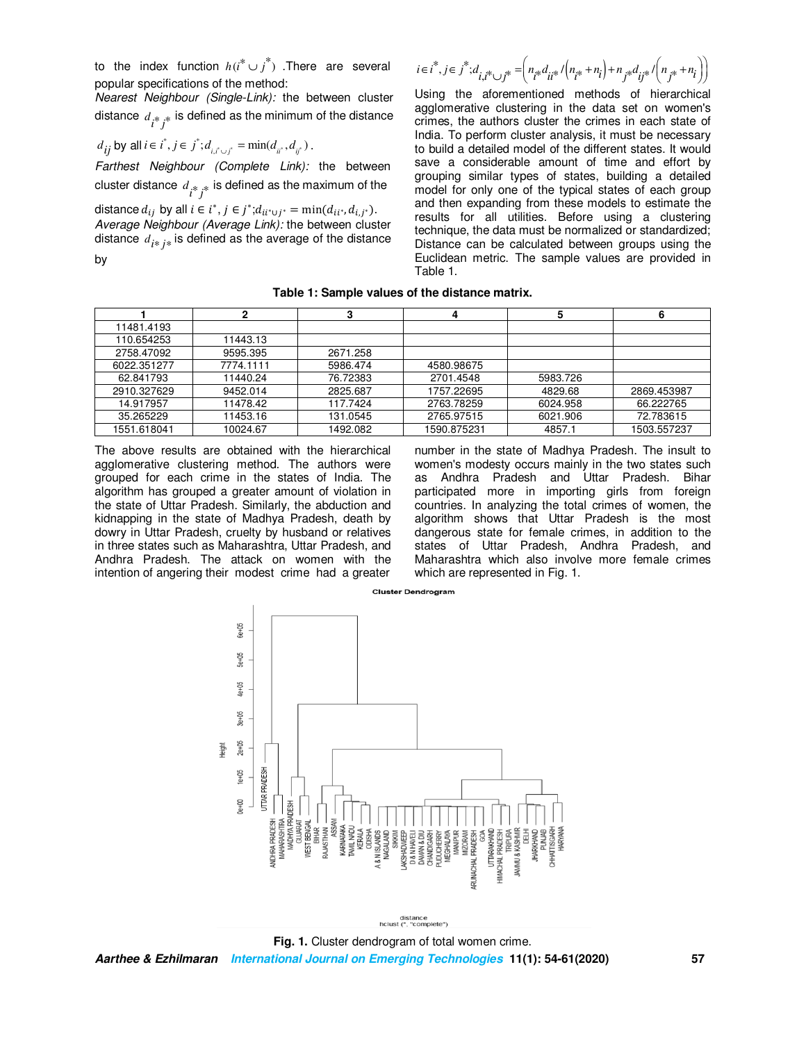to the index function $h(i^* \cup j^*)$ .There are several popular specifications of the method:

*Nearest Neighbour (Single-Link):* the between cluster distance $d_{i^* j^*}$ is defined as the minimum of the distance $d_{ij}$ by all $i \in i^*, j \in j^*; d_{i,i^* \cup j^*} = \min(d_{ii^*}, d_{ij^*})$.

*Farthest Neighbour (Complete Link):* the between cluster distance $d_{i^* j^*}$ is defined as the maximum of the distance $d_{ij}$ by all $i \in i^*, j \in j^*; d_{ii^* \cup j^*} = \min(d_{ii^*}, d_{i,j^*})$.

*Average Neighbour (Average Link):* the between cluster distance $d_{i^* j^*}$ is defined as the average of the distance by

$$i \in i^*, j \in j^*; d_{i,i^* \cup j^*} = \left( n_{i^*} d_{ii^*} / \left( n_{i^*} + n_i \right) + n_{j^*} d_{ij^*} / \left( n_{j^*} + n_i \right) \right)$$

Using the aforementioned methods of hierarchical agglomerative clustering in the data set on women's crimes, the authors cluster the crimes in each state of India. To perform cluster analysis, it must be necessary to build a detailed model of the different states. It would save a considerable amount of time and effort by grouping similar types of states, building a detailed model for only one of the typical states of each group and then expanding from these models to estimate the results for all utilities. Before using a clustering technique, the data must be normalized or standardized; Distance can be calculated between groups using the Euclidean metric. The sample values are provided in Table 1.

**Table 1: Sample values of the distance matrix.**

| 1 | 2 | 3 | 4 | 5 | 6 |
|---|---|---|---|---|---|
| 11481.4193 | | | | | |
| 110.654253 | 11443.13 | | | | |
| 2758.47092 | 9595.395 | 2671.258 | | | |
| 6022.351277 | 7774.1111 | 5986.474 | 4580.98675 | | |
| 62.841793 | 11440.24 | 76.72383 | 2701.4548 | 5983.726 | |
| 2910.327629 | 9452.014 | 2825.687 | 1757.22695 | 4829.68 | 2869.453987 |
| 14.917957 | 11478.42 | 117.7424 | 2763.78259 | 6024.958 | 66.222765 |
| 35.265229 | 11453.16 | 131.0545 | 2765.97515 | 6021.906 | 72.783615 |
| 1551.618041 | 10024.67 | 1492.082 | 1590.875231 | 4857.1 | 1503.557237 |

The above results are obtained with the hierarchical agglomerative clustering method. The authors were grouped for each crime in the states of India. The algorithm has grouped a greater amount of violation in the state of Uttar Pradesh. Similarly, the abduction and kidnapping in the state of Madhya Pradesh, death by dowry in Uttar Pradesh, cruelty by husband or relatives in three states such as Maharashtra, Uttar Pradesh, and Andhra Pradesh. The attack on women with the intention of angering their modest crime had a greater number in the state of Madhya Pradesh. The insult to women's modesty occurs mainly in the two states such as Andhra Pradesh and Uttar Pradesh. Bihar participated more in importing girls from foreign countries. In analyzing the total crimes of women, the algorithm shows that Uttar Pradesh is the most dangerous state for female crimes, in addition to the states of Uttar Pradesh, Andhra Pradesh, and Maharashtra which also involve more female crimes which are represented in Fig. 1.

**Fig. 1.** Cluster dendrogram of total women crime.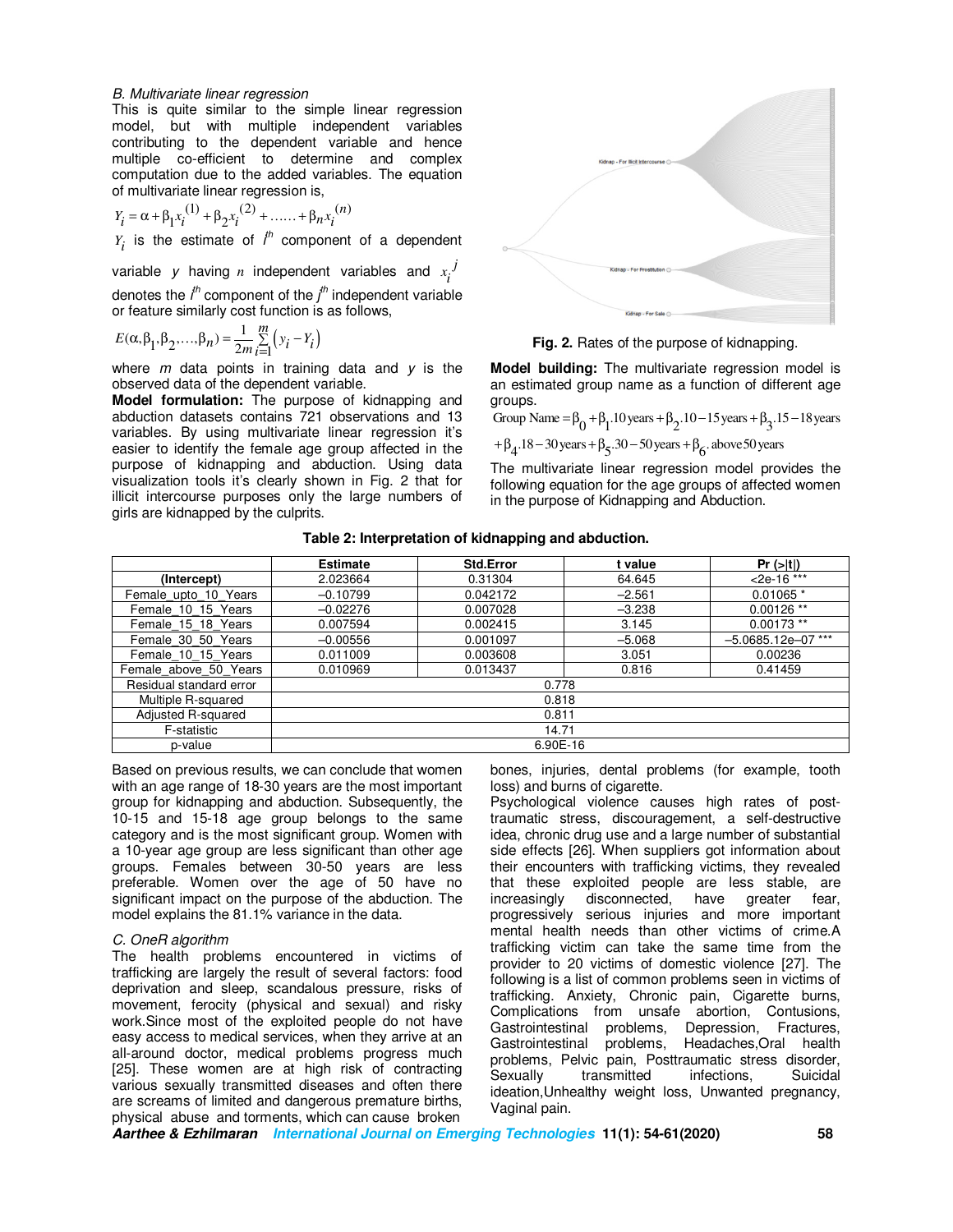### B. Multivariate linear regression

This is quite similar to the simple linear regression model, but with multiple independent variables contributing to the dependent variable and hence multiple co-efficient to determine and complex computation due to the added variables. The equation of multivariate linear regression is,

$$Y_i = \alpha + \beta_1 x_i^{(1)} + \beta_2 x_i^{(2)} + \ldots\ldots + \beta_n x_i^{(n)}$$

$Y_i$ is the estimate of $i^{th}$ component of a dependent variable $y$ having $n$ independent variables and $x_i^j$ denotes the $i^{th}$ component of the $j^{th}$ independent variable or feature similarly cost function is as follows,

$$E(\alpha, \beta_1, \beta_2, \ldots, \beta_n) = \frac{1}{2m}\sum_{i=1}^{m}\left(y_i - Y_i\right)$$

where $m$ data points in training data and $y$ is the observed data of the dependent variable.

**Model formulation:** The purpose of kidnapping and abduction datasets contains 721 observations and 13 variables. By using multivariate linear regression it's easier to identify the female age group affected in the purpose of kidnapping and abduction. Using data visualization tools it's clearly shown in Fig. 2 that for illicit intercourse purposes only the large numbers of girls are kidnapped by the culprits.

**Fig. 2.** Rates of the purpose of kidnapping.

**Model building:** The multivariate regression model is an estimated group name as a function of different age groups.

$$\text{Group Name} = \beta_0 + \beta_1.10\,\text{years} + \beta_2.10-15\,\text{years} + \beta_3.15-18\,\text{years}$$
$$+\beta_4.18-30\,\text{years} + \beta_5.30-50\,\text{years} + \beta_6.\,\text{above}\,50\,\text{years}$$

The multivariate linear regression model provides the following equation for the age groups of affected women in the purpose of Kidnapping and Abduction.

**Table 2: Interpretation of kidnapping and abduction.**

| | Estimate | Std.Error | t value | Pr (>\|t\|) |
|---|---|---|---|---|
| (Intercept) | 2.023664 | 0.31304 | 64.645 | <2e-16 *** |
| Female_upto_10_Years | –0.10799 | 0.042172 | –2.561 | 0.01065 * |
| Female_10_15_Years | –0.02276 | 0.007028 | –3.238 | 0.00126 ** |
| Female_15_18_Years | 0.007594 | 0.002415 | 3.145 | 0.00173 ** |
| Female_30_50_Years | –0.00556 | 0.001097 | –5.068 | –5.0685.12e–07 *** |
| Female_10_15_Years | 0.011009 | 0.003608 | 3.051 | 0.00236 |
| Female_above_50_Years | 0.010969 | 0.013437 | 0.816 | 0.41459 |
| Residual standard error | 0.778 | | | |
| Multiple R-squared | 0.818 | | | |
| Adjusted R-squared | 0.811 | | | |
| F-statistic | 14.71 | | | |
| p-value | 6.90E-16 | | | |

Based on previous results, we can conclude that women with an age range of 18-30 years are the most important group for kidnapping and abduction. Subsequently, the 10-15 and 15-18 age group belongs to the same category and is the most significant group. Women with a 10-year age group are less significant than other age groups. Females between 30-50 years are less preferable. Women over the age of 50 have no significant impact on the purpose of the abduction. The model explains the 81.1% variance in the data.

### C. OneR algorithm

The health problems encountered in victims of trafficking are largely the result of several factors: food deprivation and sleep, scandalous pressure, risks of movement, ferocity (physical and sexual) and risky work.Since most of the exploited people do not have easy access to medical services, when they arrive at an all-around doctor, medical problems progress much [25]. These women are at high risk of contracting various sexually transmitted diseases and often there are screams of limited and dangerous premature births, physical abuse and torments, which can cause broken bones, injuries, dental problems (for example, tooth loss) and burns of cigarette.

Psychological violence causes high rates of post-traumatic stress, discouragement, a self-destructive idea, chronic drug use and a large number of substantial side effects [26]. When suppliers got information about their encounters with trafficking victims, they revealed that these exploited people are less stable, are increasingly disconnected, have greater fear, progressively serious injuries and more important mental health needs than other victims of crime.A trafficking victim can take the same time from the provider to 20 victims of domestic violence [27]. The following is a list of common problems seen in victims of trafficking. Anxiety, Chronic pain, Cigarette burns, Complications from unsafe abortion, Contusions, Gastrointestinal problems, Depression, Fractures, Gastrointestinal problems, Headaches,Oral health problems, Pelvic pain, Posttraumatic stress disorder, Sexually transmitted infections, Suicidal ideation,Unhealthy weight loss, Unwanted pregnancy, Vaginal pain.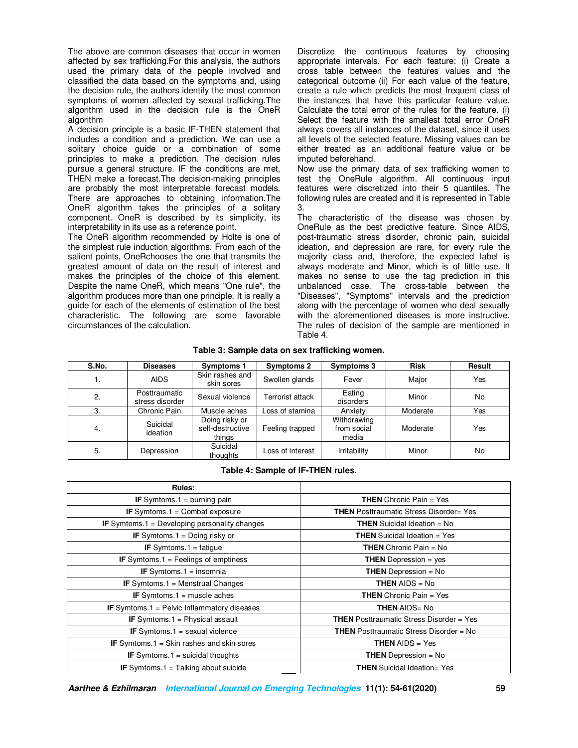The above are common diseases that occur in women affected by sex trafficking.For this analysis, the authors used the primary data of the people involved and classified the data based on the symptoms and, using the decision rule, the authors identify the most common symptoms of women affected by sexual trafficking.The algorithm used in the decision rule is the OneR algorithm

A decision principle is a basic IF-THEN statement that includes a condition and a prediction. We can use a solitary choice guide or a combination of some principles to make a prediction. The decision rules pursue a general structure. IF the conditions are met, THEN make a forecast.The decision-making principles are probably the most interpretable forecast models. There are approaches to obtaining information.The OneR algorithm takes the principles of a solitary component. OneR is described by its simplicity, its interpretability in its use as a reference point.

The OneR algorithm recommended by Holte is one of the simplest rule induction algorithms. From each of the salient points, OneRchooses the one that transmits the greatest amount of data on the result of interest and makes the principles of the choice of this element. Despite the name OneR, which means "One rule", the algorithm produces more than one principle. It is really a guide for each of the elements of estimation of the best characteristic. The following are some favorable circumstances of the calculation.

Discretize the continuous features by choosing appropriate intervals. For each feature: (i) Create a cross table between the features values and the categorical outcome (ii) For each value of the feature, create a rule which predicts the most frequent class of the instances that have this particular feature value. Calculate the total error of the rules for the feature. (i) Select the feature with the smallest total error OneR always covers all instances of the dataset, since it uses all levels of the selected feature. Missing values can be either treated as an additional feature value or be imputed beforehand.

Now use the primary data of sex trafficking women to test the OneRule algorithm. All continuous input features were discretized into their 5 quantiles. The following rules are created and it is represented in Table 3.

The characteristic of the disease was chosen by OneRule as the best predictive feature. Since AIDS, post-traumatic stress disorder, chronic pain, suicidal ideation, and depression are rare, for every rule the majority class and, therefore, the expected label is always moderate and Minor, which is of little use. It makes no sense to use the tag prediction in this unbalanced case. The cross-table between the "Diseases", "Symptoms" intervals and the prediction along with the percentage of women who deal sexually with the aforementioned diseases is more instructive. The rules of decision of the sample are mentioned in Table 4.

**Table 3: Sample data on sex trafficking women.**

| S.No. | Diseases | Symptoms 1 | Symptoms 2 | Symptoms 3 | Risk | Result |
|---|---|---|---|---|---|---|
| 1. | AIDS | Skin rashes and skin sores | Swollen glands | Fever | Major | Yes |
| 2. | Posttraumatic stress disorder | Sexual violence | Terrorist attack | Eating disorders | Minor | No |
| 3. | Chronic Pain | Muscle aches | Loss of stamina | Anxiety | Moderate | Yes |
| 4. | Suicidal ideation | Doing risky or self-destructive things | Feeling trapped | Withdrawing from social media | Moderate | Yes |
| 5. | Depression | Suicidal thoughts | Loss of interest | Irritability | Minor | No |

**Table 4: Sample of IF-THEN rules.**

| Rules: | |
|---|---|
| **IF** Symtoms.1 = burning pain | **THEN** Chronic Pain = Yes |
| **IF** Symtoms.1 = Combat exposure | **THEN** Posttraumatic Stress Disorder= Yes |
| **IF** Symtoms.1 = Developing personality changes | **THEN** Suicidal Ideation = No |
| **IF** Symtoms.1 = Doing risky or | **THEN** Suicidal Ideation = Yes |
| **IF** Symtoms.1 = fatigue | **THEN** Chronic Pain = No |
| **IF** Symtoms.1 = Feelings of emptiness | **THEN** Depression = yes |
| **IF** Symtoms.1 = insomnia | **THEN** Depression = No |
| **IF** Symtoms.1 = Menstrual Changes | **THEN** AIDS = No |
| **IF** Symtoms.1 = muscle aches | **THEN** Chronic Pain = Yes |
| **IF** Symtoms.1 = Pelvic Inflammatory diseases | **THEN** AIDS= No |
| **IF** Symtoms.1 = Physical assault | **THEN** Posttraumatic Stress Disorder = Yes |
| **IF** Symtoms.1 = sexual violence | **THEN** Posttraumatic Stress Disorder = No |
| **IF** Symtoms.1 = Skin rashes and skin sores | **THEN** AIDS = Yes |
| **IF** Symtoms.1 = suicidal thoughts | **THEN** Depression = No |
| **IF** Symtoms.1 = Talking about suicide | **THEN** Suicidal Ideation= Yes |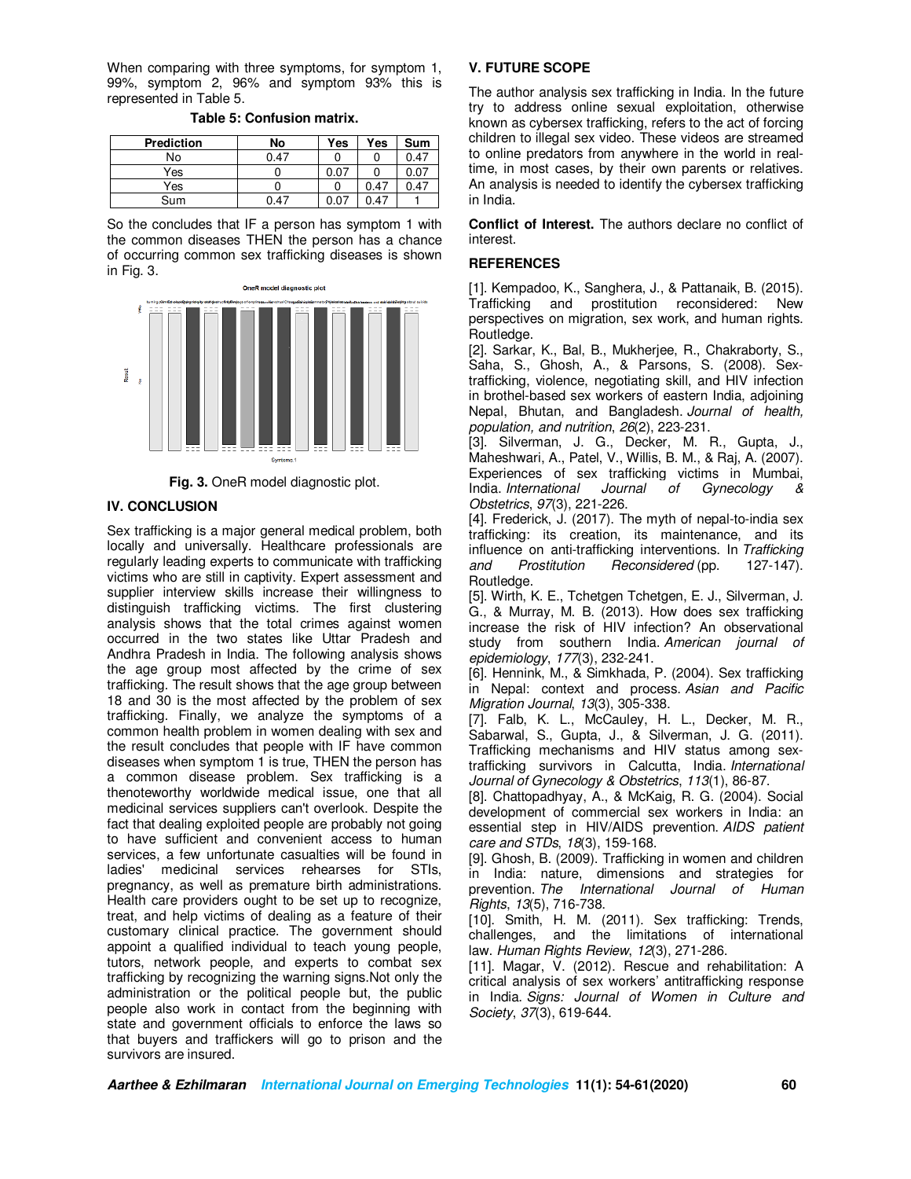When comparing with three symptoms, for symptom 1, 99%, symptom 2, 96% and symptom 93% this is represented in Table 5.

**Table 5: Confusion matrix.**

| Prediction | No | Yes | Yes | Sum |
|---|---|---|---|---|
| No | 0.47 | 0 | 0 | 0.47 |
| Yes | 0 | 0.07 | 0 | 0.07 |
| Yes | 0 | 0 | 0.47 | 0.47 |
| Sum | 0.47 | 0.07 | 0.47 | 1 |

So the concludes that IF a person has symptom 1 with the common diseases THEN the person has a chance of occurring common sex trafficking diseases is shown in Fig. 3.

**Fig. 3.** OneR model diagnostic plot.

## IV. CONCLUSION

Sex trafficking is a major general medical problem, both locally and universally. Healthcare professionals are regularly leading experts to communicate with trafficking victims who are still in captivity. Expert assessment and supplier interview skills increase their willingness to distinguish trafficking victims. The first clustering analysis shows that the total crimes against women occurred in the two states like Uttar Pradesh and Andhra Pradesh in India. The following analysis shows the age group most affected by the crime of sex trafficking. The result shows that the age group between 18 and 30 is the most affected by the problem of sex trafficking. Finally, we analyze the symptoms of a common health problem in women dealing with sex and the result concludes that people with IF have common diseases when symptom 1 is true, THEN the person has a common disease problem. Sex trafficking is a thenoteworthy worldwide medical issue, one that all medicinal services suppliers can't overlook. Despite the fact that dealing exploited people are probably not going to have sufficient and convenient access to human services, a few unfortunate casualties will be found in ladies' medicinal services rehearses for STIs, pregnancy, as well as premature birth administrations. Health care providers ought to be set up to recognize, treat, and help victims of dealing as a feature of their customary clinical practice. The government should appoint a qualified individual to teach young people, tutors, network people, and experts to combat sex trafficking by recognizing the warning signs.Not only the administration or the political people but, the public people also work in contact from the beginning with state and government officials to enforce the laws so that buyers and traffickers will go to prison and the survivors are insured.

## V. FUTURE SCOPE

The author analysis sex trafficking in India. In the future try to address online sexual exploitation, otherwise known as cybersex trafficking, refers to the act of forcing children to illegal sex video. These videos are streamed to online predators from anywhere in the world in real-time, in most cases, by their own parents or relatives. An analysis is needed to identify the cybersex trafficking in India.

**Conflict of Interest.** The authors declare no conflict of interest.

## REFERENCES

[1]. Kempadoo, K., Sanghera, J., & Pattanaik, B. (2015). Trafficking and prostitution reconsidered: New perspectives on migration, sex work, and human rights. Routledge.

[2]. Sarkar, K., Bal, B., Mukherjee, R., Chakraborty, S., Saha, S., Ghosh, A., & Parsons, S. (2008). Sex-trafficking, violence, negotiating skill, and HIV infection in brothel-based sex workers of eastern India, adjoining Nepal, Bhutan, and Bangladesh. *Journal of health, population, and nutrition*, *26*(2), 223-231.

[3]. Silverman, J. G., Decker, M. R., Gupta, J., Maheshwari, A., Patel, V., Willis, B. M., & Raj, A. (2007). Experiences of sex trafficking victims in Mumbai, India. *International Journal of Gynecology & Obstetrics*, *97*(3), 221-226.

[4]. Frederick, J. (2017). The myth of nepal-to-india sex trafficking: its creation, its maintenance, and its influence on anti-trafficking interventions. In *Trafficking and Prostitution Reconsidered* (pp. 127-147). Routledge.

[5]. Wirth, K. E., Tchetgen Tchetgen, E. J., Silverman, J. G., & Murray, M. B. (2013). How does sex trafficking increase the risk of HIV infection? An observational study from southern India. *American journal of epidemiology*, *177*(3), 232-241.

[6]. Hennink, M., & Simkhada, P. (2004). Sex trafficking in Nepal: context and process. *Asian and Pacific Migration Journal*, *13*(3), 305-338.

[7]. Falb, K. L., McCauley, H. L., Decker, M. R., Sabarwal, S., Gupta, J., & Silverman, J. G. (2011). Trafficking mechanisms and HIV status among sex-trafficking survivors in Calcutta, India. *International Journal of Gynecology & Obstetrics*, *113*(1), 86-87.

[8]. Chattopadhyay, A., & McKaig, R. G. (2004). Social development of commercial sex workers in India: an essential step in HIV/AIDS prevention. *AIDS patient care and STDs*, *18*(3), 159-168.

[9]. Ghosh, B. (2009). Trafficking in women and children in India: nature, dimensions and strategies for prevention. *The International Journal of Human Rights*, *13*(5), 716-738.

[10]. Smith, H. M. (2011). Sex trafficking: Trends, challenges, and the limitations of international law. *Human Rights Review*, *12*(3), 271-286.

[11]. Magar, V. (2012). Rescue and rehabilitation: A critical analysis of sex workers' antitrafficking response in India. *Signs: Journal of Women in Culture and Society*, *37*(3), 619-644.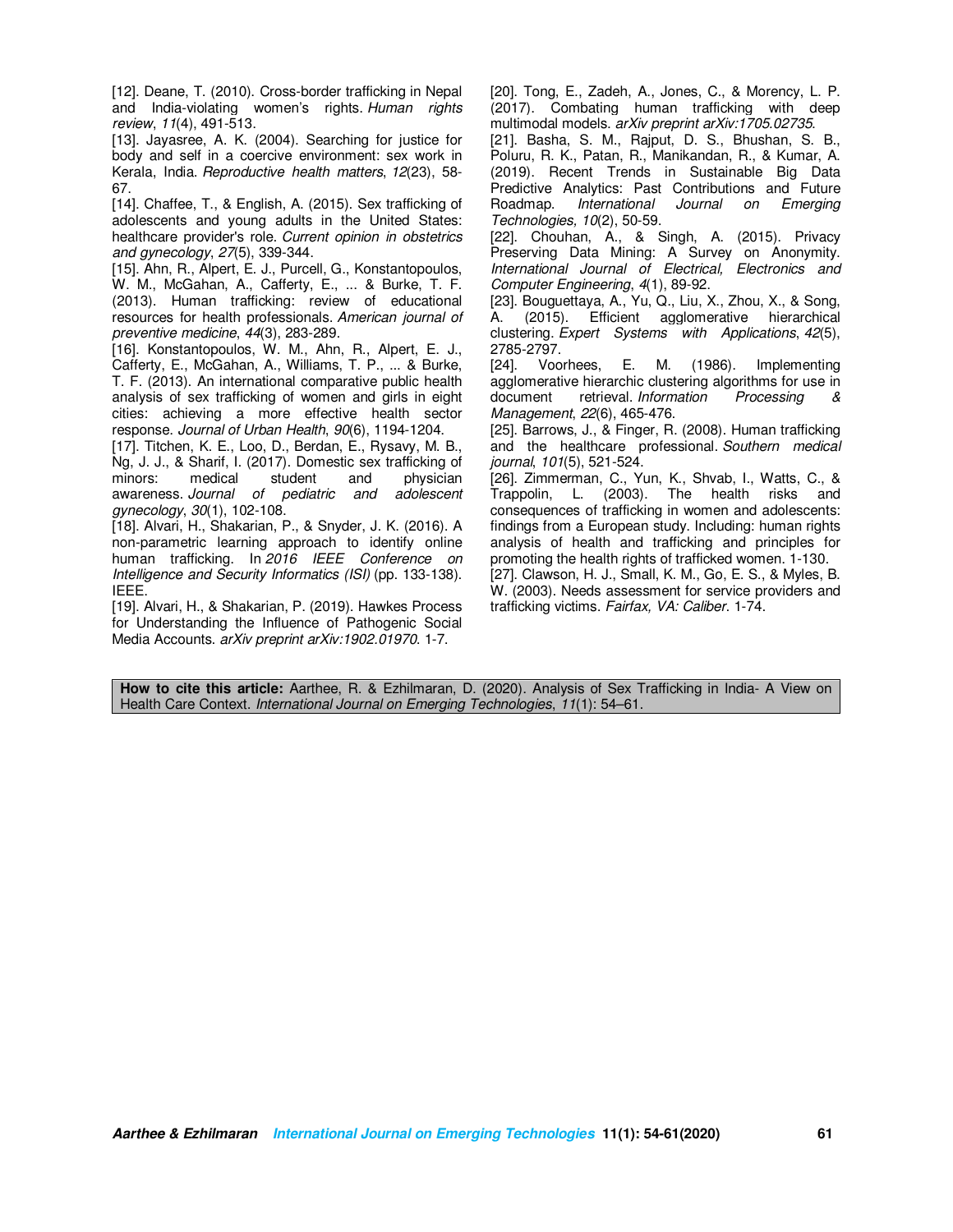[12]. Deane, T. (2010). Cross-border trafficking in Nepal and India-violating women's rights. *Human rights review*, *11*(4), 491-513.

[13]. Jayasree, A. K. (2004). Searching for justice for body and self in a coercive environment: sex work in Kerala, India. *Reproductive health matters*, *12*(23), 58-67.

[14]. Chaffee, T., & English, A. (2015). Sex trafficking of adolescents and young adults in the United States: healthcare provider's role. *Current opinion in obstetrics and gynecology*, *27*(5), 339-344.

[15]. Ahn, R., Alpert, E. J., Purcell, G., Konstantopoulos, W. M., McGahan, A., Cafferty, E., ... & Burke, T. F. (2013). Human trafficking: review of educational resources for health professionals. *American journal of preventive medicine*, *44*(3), 283-289.

[16]. Konstantopoulos, W. M., Ahn, R., Alpert, E. J., Cafferty, E., McGahan, A., Williams, T. P., ... & Burke, T. F. (2013). An international comparative public health analysis of sex trafficking of women and girls in eight cities: achieving a more effective health sector response. *Journal of Urban Health*, *90*(6), 1194-1204.

[17]. Titchen, K. E., Loo, D., Berdan, E., Rysavy, M. B., Ng, J. J., & Sharif, I. (2017). Domestic sex trafficking of minors: medical student and physician awareness. *Journal of pediatric and adolescent gynecology*, *30*(1), 102-108.

[18]. Alvari, H., Shakarian, P., & Snyder, J. K. (2016). A non-parametric learning approach to identify online human trafficking. In *2016 IEEE Conference on Intelligence and Security Informatics (ISI)* (pp. 133-138). IEEE.

[19]. Alvari, H., & Shakarian, P. (2019). Hawkes Process for Understanding the Influence of Pathogenic Social Media Accounts. *arXiv preprint arXiv:1902.01970*. 1-7.

[20]. Tong, E., Zadeh, A., Jones, C., & Morency, L. P. (2017). Combating human trafficking with deep multimodal models. *arXiv preprint arXiv:1705.02735*.

[21]. Basha, S. M., Rajput, D. S., Bhushan, S. B., Poluru, R. K., Patan, R., Manikandan, R., & Kumar, A. (2019). Recent Trends in Sustainable Big Data Predictive Analytics: Past Contributions and Future Roadmap. *International Journal on Emerging Technologies, 10*(2), 50-59.

[22]. Chouhan, A., & Singh, A. (2015). Privacy Preserving Data Mining: A Survey on Anonymity. *International Journal of Electrical, Electronics and Computer Engineering*, *4*(1), 89-92.

[23]. Bouguettaya, A., Yu, Q., Liu, X., Zhou, X., & Song, A. (2015). Efficient agglomerative hierarchical clustering. *Expert Systems with Applications*, *42*(5), 2785-2797.

[24]. Voorhees, E. M. (1986). Implementing agglomerative hierarchic clustering algorithms for use in document retrieval. *Information Processing & Management*, *22*(6), 465-476.

[25]. Barrows, J., & Finger, R. (2008). Human trafficking and the healthcare professional. *Southern medical journal*, *101*(5), 521-524.

[26]. Zimmerman, C., Yun, K., Shvab, I., Watts, C., & Trappolin, L. (2003). The health risks and consequences of trafficking in women and adolescents: findings from a European study. Including: human rights analysis of health and trafficking and principles for promoting the health rights of trafficked women. 1-130.

[27]. Clawson, H. J., Small, K. M., Go, E. S., & Myles, B. W. (2003). Needs assessment for service providers and trafficking victims. *Fairfax, VA: Caliber*. 1-74.

**How to cite this article:** Aarthee, R. & Ezhilmaran, D. (2020). Analysis of Sex Trafficking in India- A View on Health Care Context. *International Journal on Emerging Technologies*, *11*(1): 54–61.